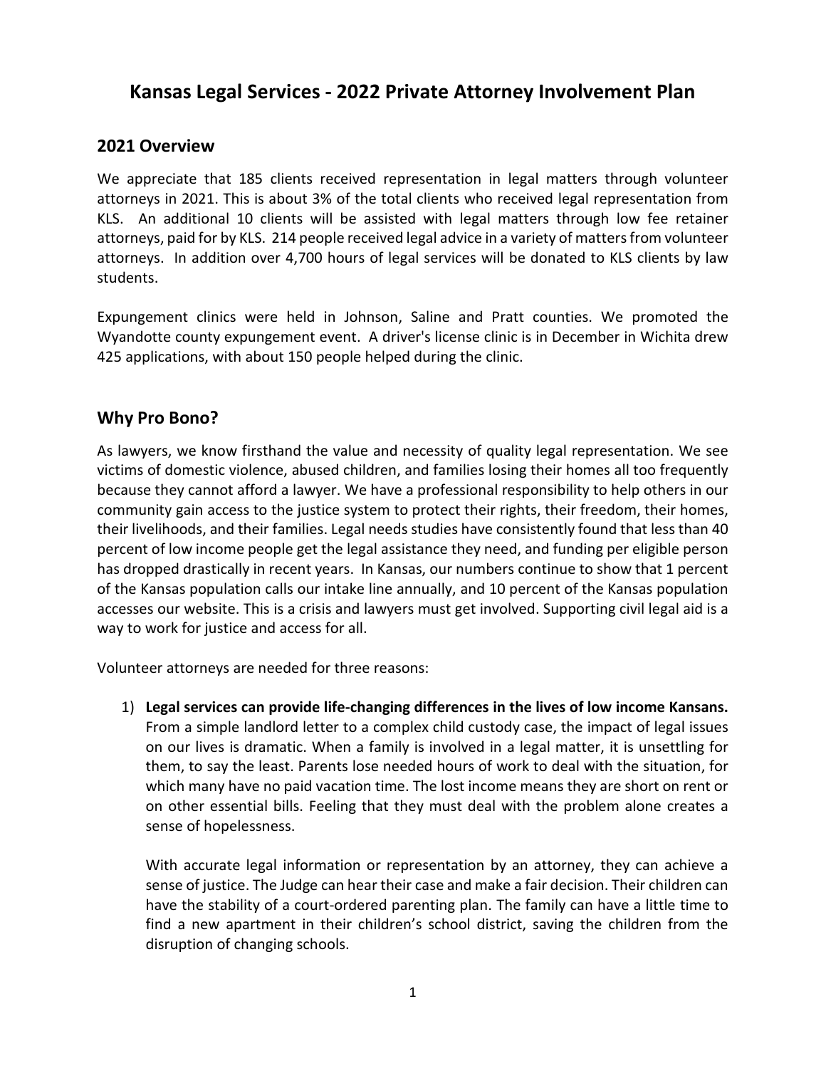# Kansas Legal Services - 2022 Private Attorney Involvement Plan

## 2021 Overview

We appreciate that 185 clients received representation in legal matters through volunteer attorneys in 2021. This is about 3% of the total clients who received legal representation from KLS. An additional 10 clients will be assisted with legal matters through low fee retainer attorneys, paid for by KLS. 214 people received legal advice in a variety of matters from volunteer attorneys. In addition over 4,700 hours of legal services will be donated to KLS clients by law students.

Expungement clinics were held in Johnson, Saline and Pratt counties. We promoted the Wyandotte county expungement event. A driver's license clinic is in December in Wichita drew 425 applications, with about 150 people helped during the clinic.

## Why Pro Bono?

As lawyers, we know firsthand the value and necessity of quality legal representation. We see victims of domestic violence, abused children, and families losing their homes all too frequently because they cannot afford a lawyer. We have a professional responsibility to help others in our community gain access to the justice system to protect their rights, their freedom, their homes, their livelihoods, and their families. Legal needs studies have consistently found that less than 40 percent of low income people get the legal assistance they need, and funding per eligible person has dropped drastically in recent years. In Kansas, our numbers continue to show that 1 percent of the Kansas population calls our intake line annually, and 10 percent of the Kansas population accesses our website. This is a crisis and lawyers must get involved. Supporting civil legal aid is a way to work for justice and access for all.

Volunteer attorneys are needed for three reasons:

1) **Legal services can provide life-changing differences in the lives of low income Kansans.** From a simple landlord letter to a complex child custody case, the impact of legal issues on our lives is dramatic. When a family is involved in a legal matter, it is unsettling for them, to say the least. Parents lose needed hours of work to deal with the situation, for which many have no paid vacation time. The lost income means they are short on rent or on other essential bills. Feeling that they must deal with the problem alone creates a sense of hopelessness.

   With accurate legal information or representation by an attorney, they can achieve a sense of justice. The Judge can hear their case and make a fair decision. Their children can have the stability of a court-ordered parenting plan. The family can have a little time to find a new apartment in their children's school district, saving the children from the disruption of changing schools.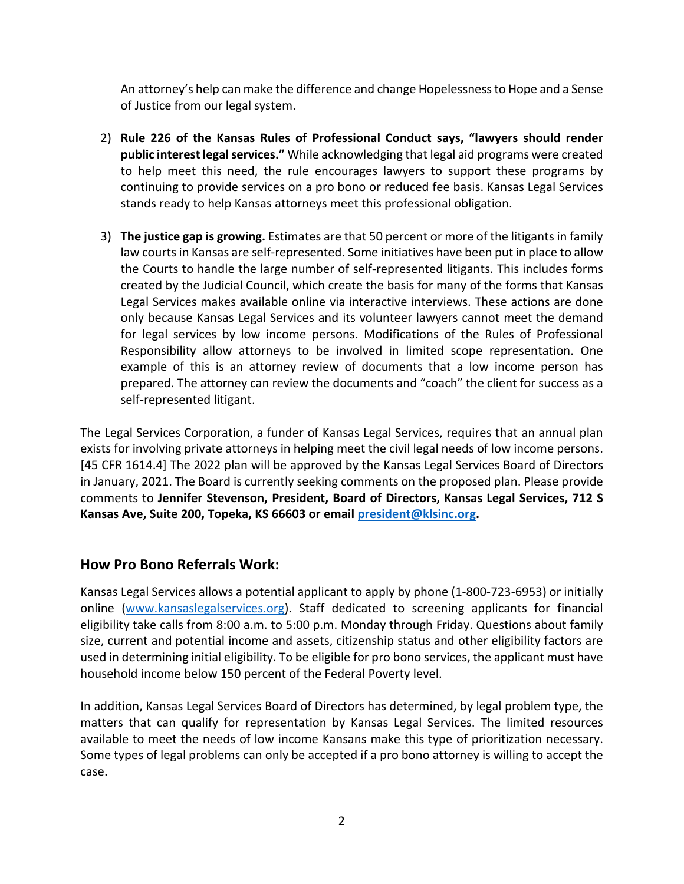An attorney's help can make the difference and change Hopelessness to Hope and a Sense of Justice from our legal system.

2) **Rule 226 of the Kansas Rules of Professional Conduct says, "lawyers should render public interest legal services."** While acknowledging that legal aid programs were created to help meet this need, the rule encourages lawyers to support these programs by continuing to provide services on a pro bono or reduced fee basis. Kansas Legal Services stands ready to help Kansas attorneys meet this professional obligation.

3) **The justice gap is growing.** Estimates are that 50 percent or more of the litigants in family law courts in Kansas are self-represented. Some initiatives have been put in place to allow the Courts to handle the large number of self-represented litigants. This includes forms created by the Judicial Council, which create the basis for many of the forms that Kansas Legal Services makes available online via interactive interviews. These actions are done only because Kansas Legal Services and its volunteer lawyers cannot meet the demand for legal services by low income persons. Modifications of the Rules of Professional Responsibility allow attorneys to be involved in limited scope representation. One example of this is an attorney review of documents that a low income person has prepared. The attorney can review the documents and "coach" the client for success as a self-represented litigant.

The Legal Services Corporation, a funder of Kansas Legal Services, requires that an annual plan exists for involving private attorneys in helping meet the civil legal needs of low income persons. [45 CFR 1614.4] The 2022 plan will be approved by the Kansas Legal Services Board of Directors in January, 2021. The Board is currently seeking comments on the proposed plan. Please provide comments to **Jennifer Stevenson, President, Board of Directors, Kansas Legal Services, 712 S Kansas Ave, Suite 200, Topeka, KS 66603 or email [president@klsinc.org](mailto:president@klsinc.org).**

## How Pro Bono Referrals Work:

Kansas Legal Services allows a potential applicant to apply by phone (1-800-723-6953) or initially online ([www.kansaslegalservices.org](http://www.kansaslegalservices.org)). Staff dedicated to screening applicants for financial eligibility take calls from 8:00 a.m. to 5:00 p.m. Monday through Friday. Questions about family size, current and potential income and assets, citizenship status and other eligibility factors are used in determining initial eligibility. To be eligible for pro bono services, the applicant must have household income below 150 percent of the Federal Poverty level.

In addition, Kansas Legal Services Board of Directors has determined, by legal problem type, the matters that can qualify for representation by Kansas Legal Services. The limited resources available to meet the needs of low income Kansans make this type of prioritization necessary. Some types of legal problems can only be accepted if a pro bono attorney is willing to accept the case.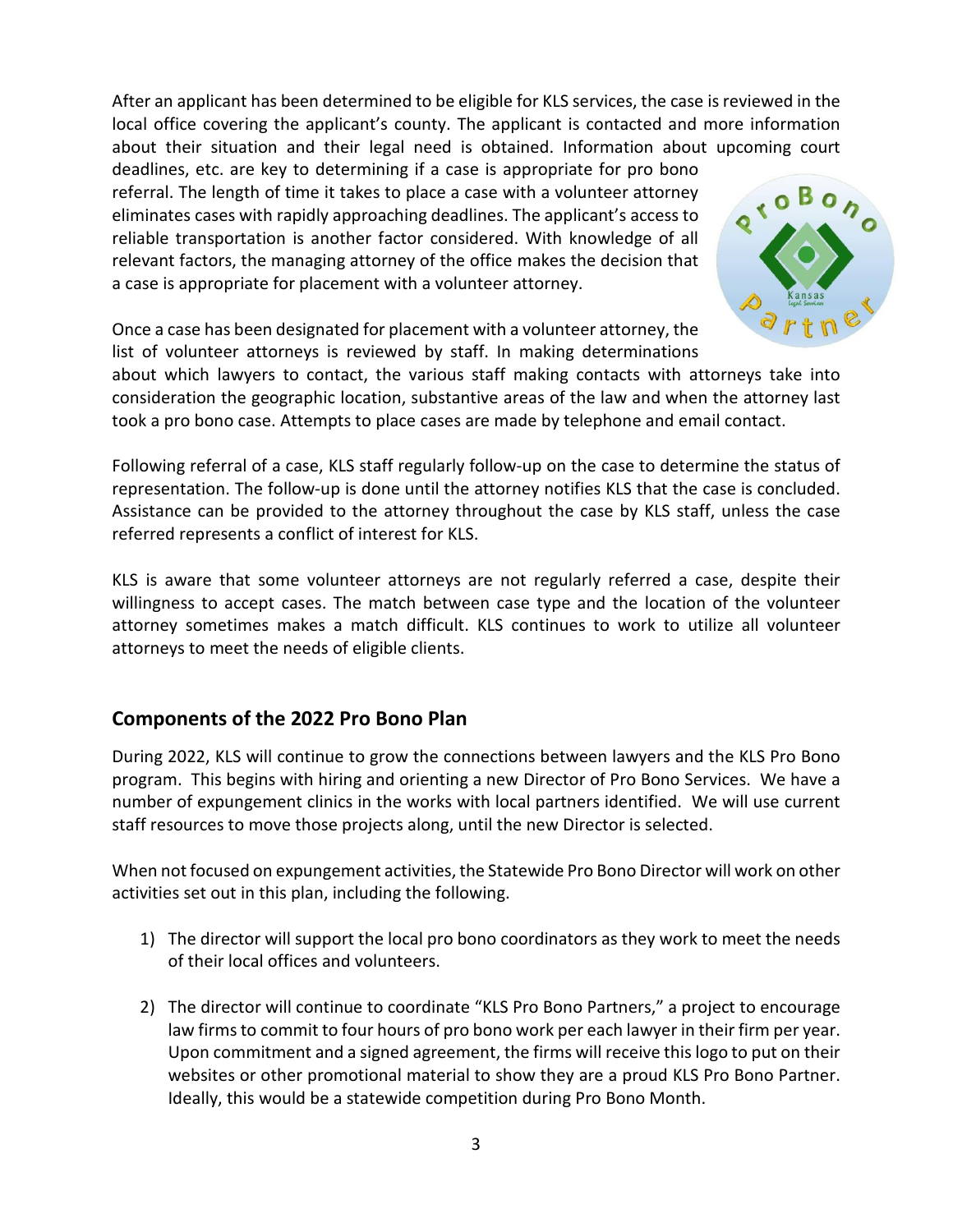After an applicant has been determined to be eligible for KLS services, the case is reviewed in the local office covering the applicant's county. The applicant is contacted and more information about their situation and their legal need is obtained. Information about upcoming court deadlines, etc. are key to determining if a case is appropriate for pro bono referral. The length of time it takes to place a case with a volunteer attorney eliminates cases with rapidly approaching deadlines. The applicant's access to reliable transportation is another factor considered. With knowledge of all relevant factors, the managing attorney of the office makes the decision that a case is appropriate for placement with a volunteer attorney.

Once a case has been designated for placement with a volunteer attorney, the list of volunteer attorneys is reviewed by staff. In making determinations about which lawyers to contact, the various staff making contacts with attorneys take into consideration the geographic location, substantive areas of the law and when the attorney last took a pro bono case. Attempts to place cases are made by telephone and email contact.

Following referral of a case, KLS staff regularly follow-up on the case to determine the status of representation. The follow-up is done until the attorney notifies KLS that the case is concluded. Assistance can be provided to the attorney throughout the case by KLS staff, unless the case referred represents a conflict of interest for KLS.

KLS is aware that some volunteer attorneys are not regularly referred a case, despite their willingness to accept cases. The match between case type and the location of the volunteer attorney sometimes makes a match difficult. KLS continues to work to utilize all volunteer attorneys to meet the needs of eligible clients.

## Components of the 2022 Pro Bono Plan

During 2022, KLS will continue to grow the connections between lawyers and the KLS Pro Bono program. This begins with hiring and orienting a new Director of Pro Bono Services. We have a number of expungement clinics in the works with local partners identified. We will use current staff resources to move those projects along, until the new Director is selected.

When not focused on expungement activities, the Statewide Pro Bono Director will work on other activities set out in this plan, including the following.

1) The director will support the local pro bono coordinators as they work to meet the needs of their local offices and volunteers.

2) The director will continue to coordinate "KLS Pro Bono Partners," a project to encourage law firms to commit to four hours of pro bono work per each lawyer in their firm per year. Upon commitment and a signed agreement, the firms will receive this logo to put on their websites or other promotional material to show they are a proud KLS Pro Bono Partner. Ideally, this would be a statewide competition during Pro Bono Month.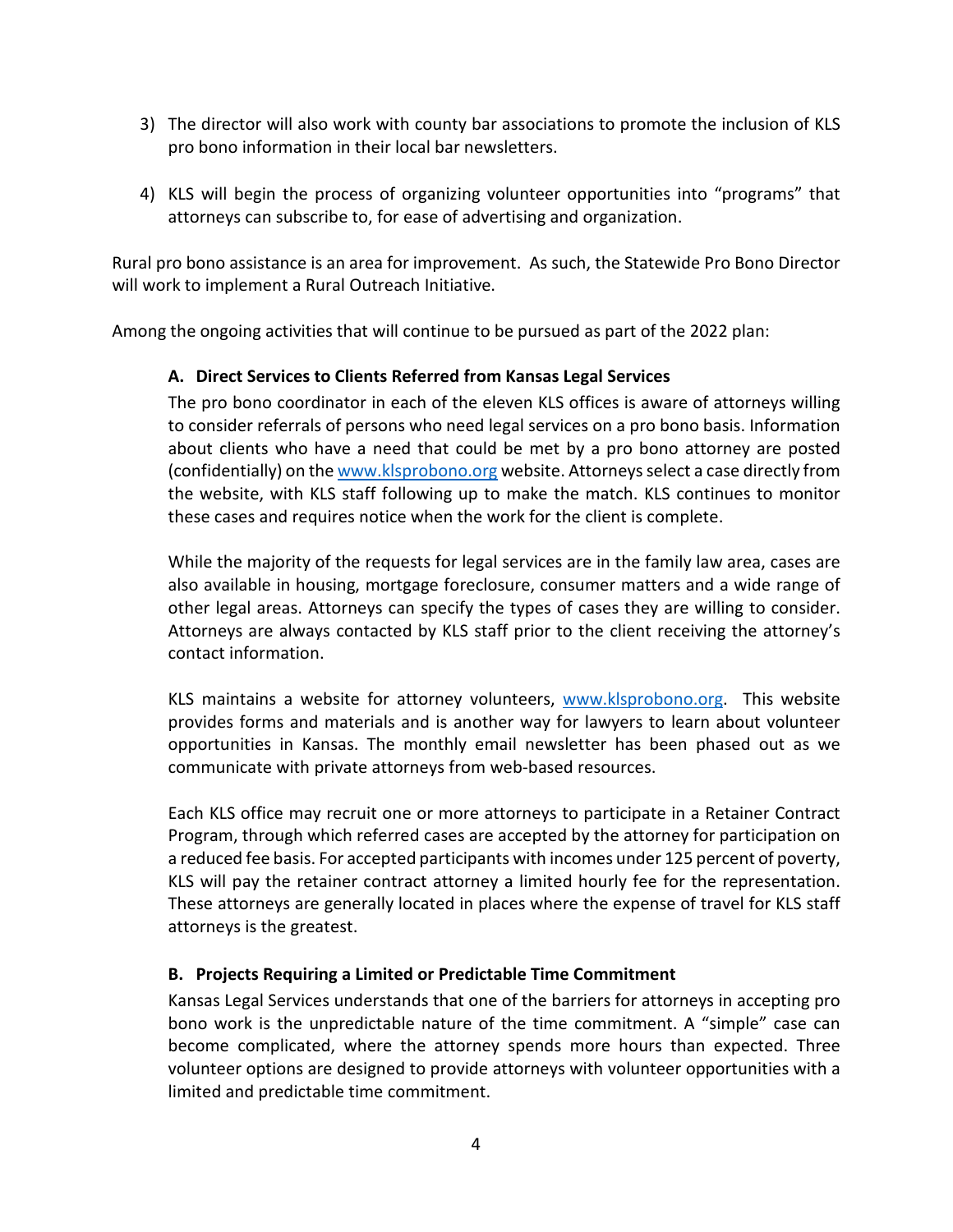3) The director will also work with county bar associations to promote the inclusion of KLS pro bono information in their local bar newsletters.

4) KLS will begin the process of organizing volunteer opportunities into "programs" that attorneys can subscribe to, for ease of advertising and organization.

Rural pro bono assistance is an area for improvement. As such, the Statewide Pro Bono Director will work to implement a Rural Outreach Initiative.

Among the ongoing activities that will continue to be pursued as part of the 2022 plan:

### A. Direct Services to Clients Referred from Kansas Legal Services

The pro bono coordinator in each of the eleven KLS offices is aware of attorneys willing to consider referrals of persons who need legal services on a pro bono basis. Information about clients who have a need that could be met by a pro bono attorney are posted (confidentially) on the www.klsprobono.org website. Attorneys select a case directly from the website, with KLS staff following up to make the match. KLS continues to monitor these cases and requires notice when the work for the client is complete.

While the majority of the requests for legal services are in the family law area, cases are also available in housing, mortgage foreclosure, consumer matters and a wide range of other legal areas. Attorneys can specify the types of cases they are willing to consider. Attorneys are always contacted by KLS staff prior to the client receiving the attorney's contact information.

KLS maintains a website for attorney volunteers, www.klsprobono.org. This website provides forms and materials and is another way for lawyers to learn about volunteer opportunities in Kansas. The monthly email newsletter has been phased out as we communicate with private attorneys from web-based resources.

Each KLS office may recruit one or more attorneys to participate in a Retainer Contract Program, through which referred cases are accepted by the attorney for participation on a reduced fee basis. For accepted participants with incomes under 125 percent of poverty, KLS will pay the retainer contract attorney a limited hourly fee for the representation. These attorneys are generally located in places where the expense of travel for KLS staff attorneys is the greatest.

### B. Projects Requiring a Limited or Predictable Time Commitment

Kansas Legal Services understands that one of the barriers for attorneys in accepting pro bono work is the unpredictable nature of the time commitment. A "simple" case can become complicated, where the attorney spends more hours than expected. Three volunteer options are designed to provide attorneys with volunteer opportunities with a limited and predictable time commitment.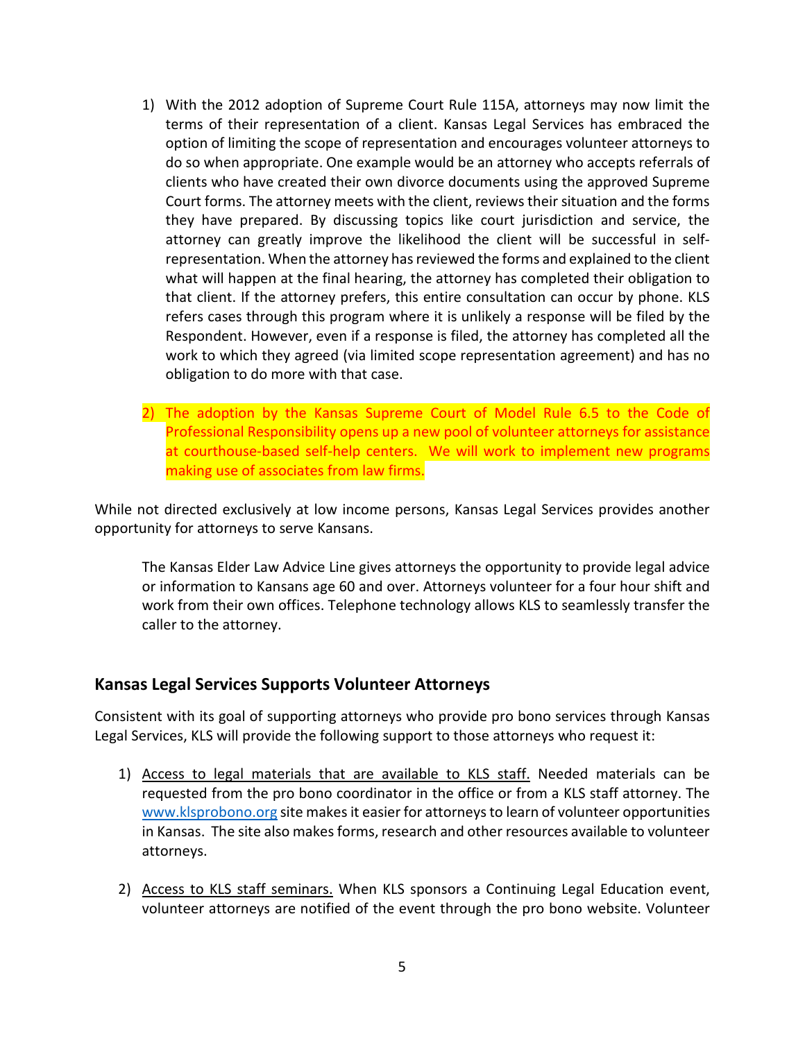1) With the 2012 adoption of Supreme Court Rule 115A, attorneys may now limit the terms of their representation of a client. Kansas Legal Services has embraced the option of limiting the scope of representation and encourages volunteer attorneys to do so when appropriate. One example would be an attorney who accepts referrals of clients who have created their own divorce documents using the approved Supreme Court forms. The attorney meets with the client, reviews their situation and the forms they have prepared. By discussing topics like court jurisdiction and service, the attorney can greatly improve the likelihood the client will be successful in self-representation. When the attorney has reviewed the forms and explained to the client what will happen at the final hearing, the attorney has completed their obligation to that client. If the attorney prefers, this entire consultation can occur by phone. KLS refers cases through this program where it is unlikely a response will be filed by the Respondent. However, even if a response is filed, the attorney has completed all the work to which they agreed (via limited scope representation agreement) and has no obligation to do more with that case.

2) The adoption by the Kansas Supreme Court of Model Rule 6.5 to the Code of Professional Responsibility opens up a new pool of volunteer attorneys for assistance at courthouse-based self-help centers. We will work to implement new programs making use of associates from law firms.

While not directed exclusively at low income persons, Kansas Legal Services provides another opportunity for attorneys to serve Kansans.

The Kansas Elder Law Advice Line gives attorneys the opportunity to provide legal advice or information to Kansans age 60 and over. Attorneys volunteer for a four hour shift and work from their own offices. Telephone technology allows KLS to seamlessly transfer the caller to the attorney.

## Kansas Legal Services Supports Volunteer Attorneys

Consistent with its goal of supporting attorneys who provide pro bono services through Kansas Legal Services, KLS will provide the following support to those attorneys who request it:

1) Access to legal materials that are available to KLS staff. Needed materials can be requested from the pro bono coordinator in the office or from a KLS staff attorney. The www.klsprobono.org site makes it easier for attorneys to learn of volunteer opportunities in Kansas. The site also makes forms, research and other resources available to volunteer attorneys.

2) Access to KLS staff seminars. When KLS sponsors a Continuing Legal Education event, volunteer attorneys are notified of the event through the pro bono website. Volunteer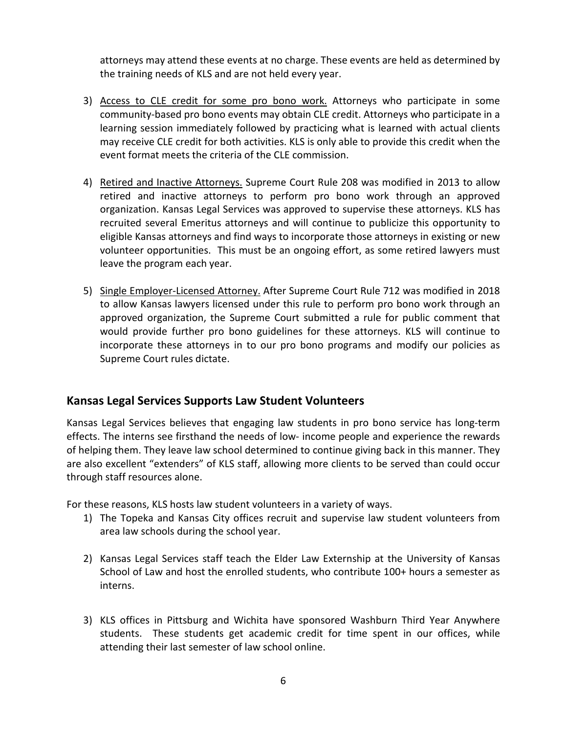attorneys may attend these events at no charge. These events are held as determined by the training needs of KLS and are not held every year.

3) <u>Access to CLE credit for some pro bono work.</u> Attorneys who participate in some community-based pro bono events may obtain CLE credit. Attorneys who participate in a learning session immediately followed by practicing what is learned with actual clients may receive CLE credit for both activities. KLS is only able to provide this credit when the event format meets the criteria of the CLE commission.

4) <u>Retired and Inactive Attorneys.</u> Supreme Court Rule 208 was modified in 2013 to allow retired and inactive attorneys to perform pro bono work through an approved organization. Kansas Legal Services was approved to supervise these attorneys. KLS has recruited several Emeritus attorneys and will continue to publicize this opportunity to eligible Kansas attorneys and find ways to incorporate those attorneys in existing or new volunteer opportunities. This must be an ongoing effort, as some retired lawyers must leave the program each year.

5) <u>Single Employer-Licensed Attorney.</u> After Supreme Court Rule 712 was modified in 2018 to allow Kansas lawyers licensed under this rule to perform pro bono work through an approved organization, the Supreme Court submitted a rule for public comment that would provide further pro bono guidelines for these attorneys. KLS will continue to incorporate these attorneys in to our pro bono programs and modify our policies as Supreme Court rules dictate.

## Kansas Legal Services Supports Law Student Volunteers

Kansas Legal Services believes that engaging law students in pro bono service has long-term effects. The interns see firsthand the needs of low- income people and experience the rewards of helping them. They leave law school determined to continue giving back in this manner. They are also excellent "extenders" of KLS staff, allowing more clients to be served than could occur through staff resources alone.

For these reasons, KLS hosts law student volunteers in a variety of ways.

1) The Topeka and Kansas City offices recruit and supervise law student volunteers from area law schools during the school year.

2) Kansas Legal Services staff teach the Elder Law Externship at the University of Kansas School of Law and host the enrolled students, who contribute 100+ hours a semester as interns.

3) KLS offices in Pittsburg and Wichita have sponsored Washburn Third Year Anywhere students. These students get academic credit for time spent in our offices, while attending their last semester of law school online.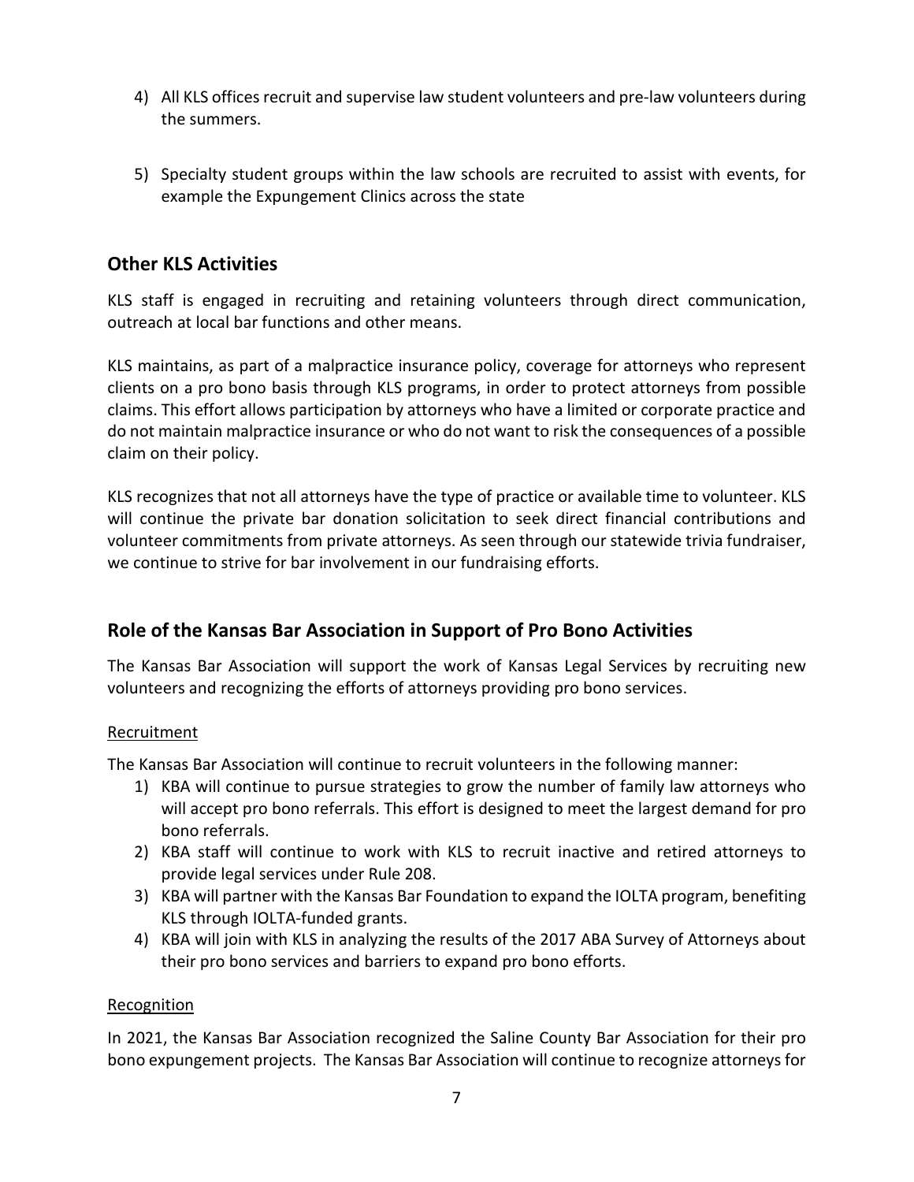4) All KLS offices recruit and supervise law student volunteers and pre-law volunteers during the summers.

5) Specialty student groups within the law schools are recruited to assist with events, for example the Expungement Clinics across the state

## Other KLS Activities

KLS staff is engaged in recruiting and retaining volunteers through direct communication, outreach at local bar functions and other means.

KLS maintains, as part of a malpractice insurance policy, coverage for attorneys who represent clients on a pro bono basis through KLS programs, in order to protect attorneys from possible claims. This effort allows participation by attorneys who have a limited or corporate practice and do not maintain malpractice insurance or who do not want to risk the consequences of a possible claim on their policy.

KLS recognizes that not all attorneys have the type of practice or available time to volunteer. KLS will continue the private bar donation solicitation to seek direct financial contributions and volunteer commitments from private attorneys. As seen through our statewide trivia fundraiser, we continue to strive for bar involvement in our fundraising efforts.

## Role of the Kansas Bar Association in Support of Pro Bono Activities

The Kansas Bar Association will support the work of Kansas Legal Services by recruiting new volunteers and recognizing the efforts of attorneys providing pro bono services.

<u>Recruitment</u>

The Kansas Bar Association will continue to recruit volunteers in the following manner:

1) KBA will continue to pursue strategies to grow the number of family law attorneys who will accept pro bono referrals. This effort is designed to meet the largest demand for pro bono referrals.
2) KBA staff will continue to work with KLS to recruit inactive and retired attorneys to provide legal services under Rule 208.
3) KBA will partner with the Kansas Bar Foundation to expand the IOLTA program, benefiting KLS through IOLTA-funded grants.
4) KBA will join with KLS in analyzing the results of the 2017 ABA Survey of Attorneys about their pro bono services and barriers to expand pro bono efforts.

<u>Recognition</u>

In 2021, the Kansas Bar Association recognized the Saline County Bar Association for their pro bono expungement projects. The Kansas Bar Association will continue to recognize attorneys for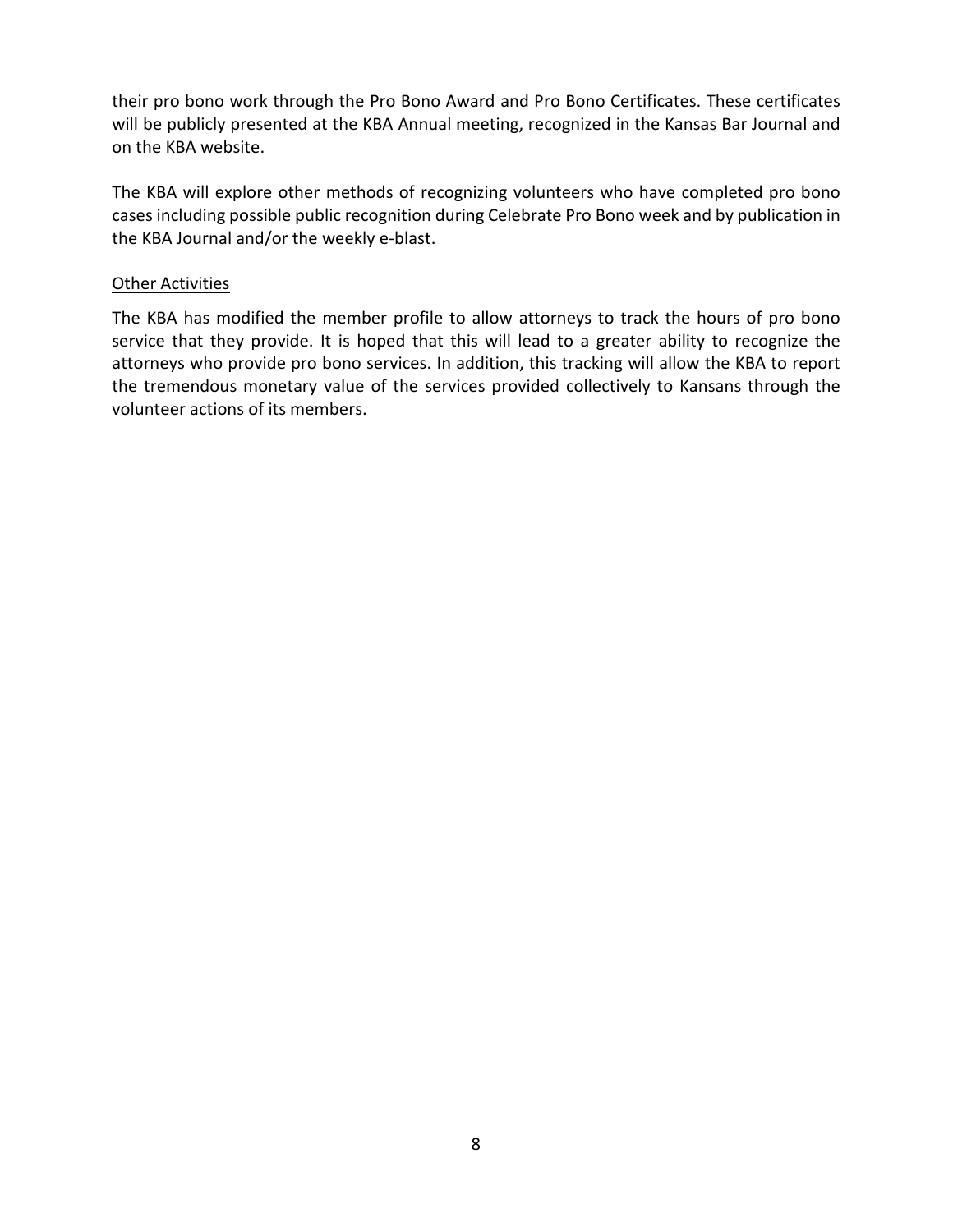their pro bono work through the Pro Bono Award and Pro Bono Certificates. These certificates will be publicly presented at the KBA Annual meeting, recognized in the Kansas Bar Journal and on the KBA website.

The KBA will explore other methods of recognizing volunteers who have completed pro bono cases including possible public recognition during Celebrate Pro Bono week and by publication in the KBA Journal and/or the weekly e-blast.

<u>Other Activities</u>

The KBA has modified the member profile to allow attorneys to track the hours of pro bono service that they provide. It is hoped that this will lead to a greater ability to recognize the attorneys who provide pro bono services. In addition, this tracking will allow the KBA to report the tremendous monetary value of the services provided collectively to Kansans through the volunteer actions of its members.